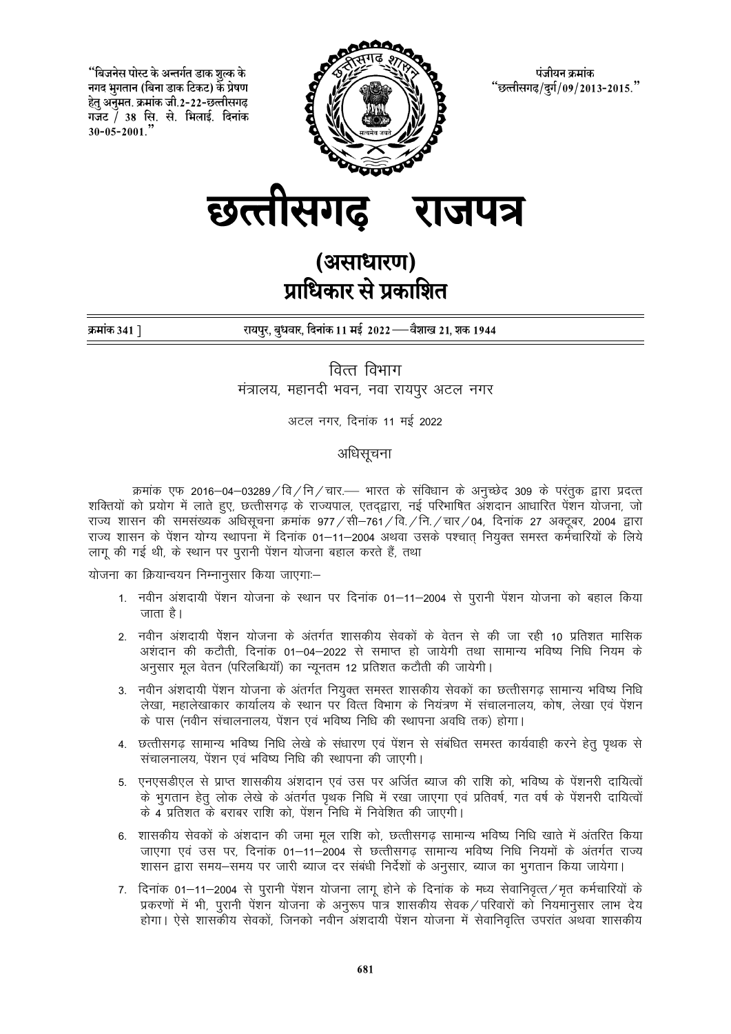"बिजनेस पोस्ट के अन्तर्गत डाक शुल्क के नगद भुगतान (बिना डाक टिकट) के प्रेषण हेतु अनुमत. क्रमांक जी.2-22-छत्तीसगढ़ गजट / 38 सि. से. भिलाई. दिनांक 30-05-2001."

पंजीयन क्रमांक "छत्तीसगढ़/दुर्ग/09/2013-2015."

# छत्तीसगढ़ राजपत्र

## (असाधारण)
## प्राधिकार से प्रकाशित

क्रमांक 341 ] रायपुर, बुधवार, दिनांक 11 मई 2022 —— वैशाख 21, शक 1944

### वित्त विभाग
मंत्रालय, महानदी भवन, नवा रायपुर अटल नगर

अटल नगर, दिनांक 11 मई 2022

### अधिसूचना

क्रमांक एफ 2016–04–03289/वि/नि/चार.— भारत के संविधान के अनुच्छेद 309 के परंतुक द्वारा प्रदत्त शक्तियों को प्रयोग में लाते हुए, छत्तीसगढ़ के राज्यपाल, एतद्द्वारा, नई परिभाषित अंशदान आधारित पेंशन योजना, जो राज्य शासन की समसंख्यक अधिसूचना क्रमांक 977/सी–761/वि./नि./चार/04, दिनांक 27 अक्टूबर, 2004 द्वारा राज्य शासन के पेंशन योग्य स्थापना में दिनांक 01–11–2004 अथवा उसके पश्चात् नियुक्त समस्त कर्मचारियों के लिये लागू की गई थी, के स्थान पर पुरानी पेंशन योजना बहाल करते हैं, तथा

योजना का क्रियान्वयन निम्नानुसार किया जाएगाः–

1. नवीन अंशदायी पेंशन योजना के स्थान पर दिनांक 01–11–2004 से पुरानी पेंशन योजना को बहाल किया जाता है।
2. नवीन अंशदायी पेंशन योजना के अंतर्गत शासकीय सेवकों के वेतन से की जा रही 10 प्रतिशत मासिक अंशदान की कटौती, दिनांक 01–04–2022 से समाप्त हो जायेगी तथा सामान्य भविष्य निधि नियम के अनुसार मूल वेतन (परिलब्धियाँ) का न्यूनतम 12 प्रतिशत कटौती की जायेगी।
3. नवीन अंशदायी पेंशन योजना के अंतर्गत नियुक्त समस्त शासकीय सेवकों का छत्तीसगढ़ सामान्य भविष्य निधि लेखा, महालेखाकार कार्यालय के स्थान पर वित्त विभाग के नियंत्रण में संचालनालय, कोष, लेखा एवं पेंशन के पास (नवीन संचालनालय, पेंशन एवं भविष्य निधि की स्थापना अवधि तक) होगा।
4. छत्तीसगढ़ सामान्य भविष्य निधि लेखे के संधारण एवं पेंशन से संबंधित समस्त कार्यवाही करने हेतु पृथक से संचालनालय, पेंशन एवं भविष्य निधि की स्थापना की जाएगी।
5. एनएसडीएल से प्राप्त शासकीय अंशदान एवं उस पर अर्जित ब्याज की राशि को, भविष्य के पेंशनरी दायित्वों के भुगतान हेतु लोक लेखे के अंतर्गत पृथक निधि में रखा जाएगा एवं प्रतिवर्ष, गत वर्ष के पेंशनरी दायित्वों के 4 प्रतिशत के बराबर राशि को, पेंशन निधि में निवेशित की जाएगी।
6. शासकीय सेवकों के अंशदान की जमा मूल राशि को, छत्तीसगढ़ सामान्य भविष्य निधि खाते में अंतरित किया जाएगा एवं उस पर, दिनांक 01–11–2004 से छत्तीसगढ़ सामान्य भविष्य निधि नियमों के अंतर्गत राज्य शासन द्वारा समय–समय पर जारी ब्याज दर संबंधी निर्देशों के अनुसार, ब्याज का भुगतान किया जायेगा।
7. दिनांक 01–11–2004 से पुरानी पेंशन योजना लागू होने के दिनांक के मध्य सेवानिवृत्त/मृत कर्मचारियों के प्रकरणों में भी, पुरानी पेंशन योजना के अनुरूप पात्र शासकीय सेवक/परिवारों को नियमानुसार लाभ देय होगा। ऐसे शासकीय सेवकों, जिनको नवीन अंशदायी पेंशन योजना में सेवानिवृत्ति उपरांत अथवा शासकीय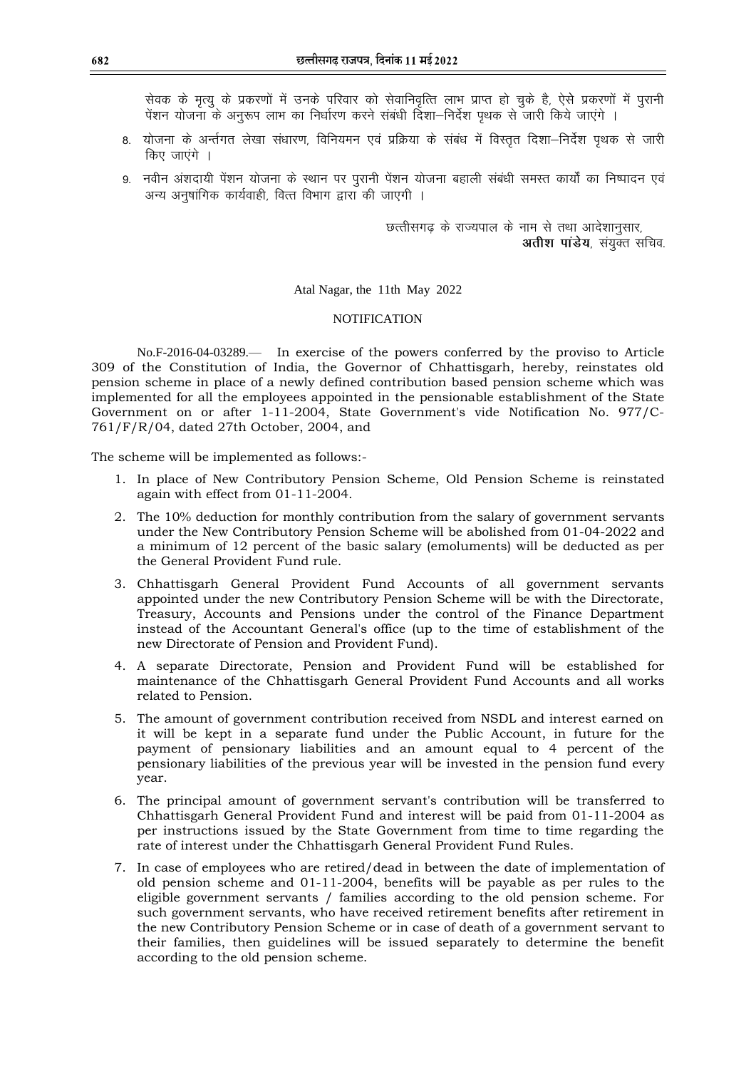सेवक के मृत्यु के प्रकरणों में उनके परिवार को सेवानिवृत्ति लाभ प्राप्त हो चुके है, ऐसे प्रकरणों में पुरानी पेंशन योजना के अनुरूप लाभ का निर्धारण करने संबंधी दिशा–निर्देश पृथक से जारी किये जाएंगे ।

8. योजना के अन्तर्गत लेखा संधारण, विनियमन एवं प्रक्रिया के संबंध में विस्तृत दिशा–निर्देश पृथक से जारी किए जाएंगे ।
9. नवीन अंशदायी पेंशन योजना के स्थान पर पुरानी पेंशन योजना बहाली संबंधी समस्त कार्यों का निष्पादन एवं अन्य अनुषांगिक कार्यवाही, वित्त विभाग द्वारा की जाएगी ।

छत्तीसगढ़ के राज्यपाल के नाम से तथा आदेशानुसार,
**अतीश पांडेय**, संयुक्त सचिव.

Atal Nagar, the 11th May 2022

NOTIFICATION

No.F-2016-04-03289.— In exercise of the powers conferred by the proviso to Article 309 of the Constitution of India, the Governor of Chhattisgarh, hereby, reinstates old pension scheme in place of a newly defined contribution based pension scheme which was implemented for all the employees appointed in the pensionable establishment of the State Government on or after 1-11-2004, State Government's vide Notification No. 977/C-761/F/R/04, dated 27th October, 2004, and

The scheme will be implemented as follows:-

1. In place of New Contributory Pension Scheme, Old Pension Scheme is reinstated again with effect from 01-11-2004.
2. The 10% deduction for monthly contribution from the salary of government servants under the New Contributory Pension Scheme will be abolished from 01-04-2022 and a minimum of 12 percent of the basic salary (emoluments) will be deducted as per the General Provident Fund rule.
3. Chhattisgarh General Provident Fund Accounts of all government servants appointed under the new Contributory Pension Scheme will be with the Directorate, Treasury, Accounts and Pensions under the control of the Finance Department instead of the Accountant General's office (up to the time of establishment of the new Directorate of Pension and Provident Fund).
4. A separate Directorate, Pension and Provident Fund will be established for maintenance of the Chhattisgarh General Provident Fund Accounts and all works related to Pension.
5. The amount of government contribution received from NSDL and interest earned on it will be kept in a separate fund under the Public Account, in future for the payment of pensionary liabilities and an amount equal to 4 percent of the pensionary liabilities of the previous year will be invested in the pension fund every year.
6. The principal amount of government servant's contribution will be transferred to Chhattisgarh General Provident Fund and interest will be paid from 01-11-2004 as per instructions issued by the State Government from time to time regarding the rate of interest under the Chhattisgarh General Provident Fund Rules.
7. In case of employees who are retired/dead in between the date of implementation of old pension scheme and 01-11-2004, benefits will be payable as per rules to the eligible government servants / families according to the old pension scheme. For such government servants, who have received retirement benefits after retirement in the new Contributory Pension Scheme or in case of death of a government servant to their families, then guidelines will be issued separately to determine the benefit according to the old pension scheme.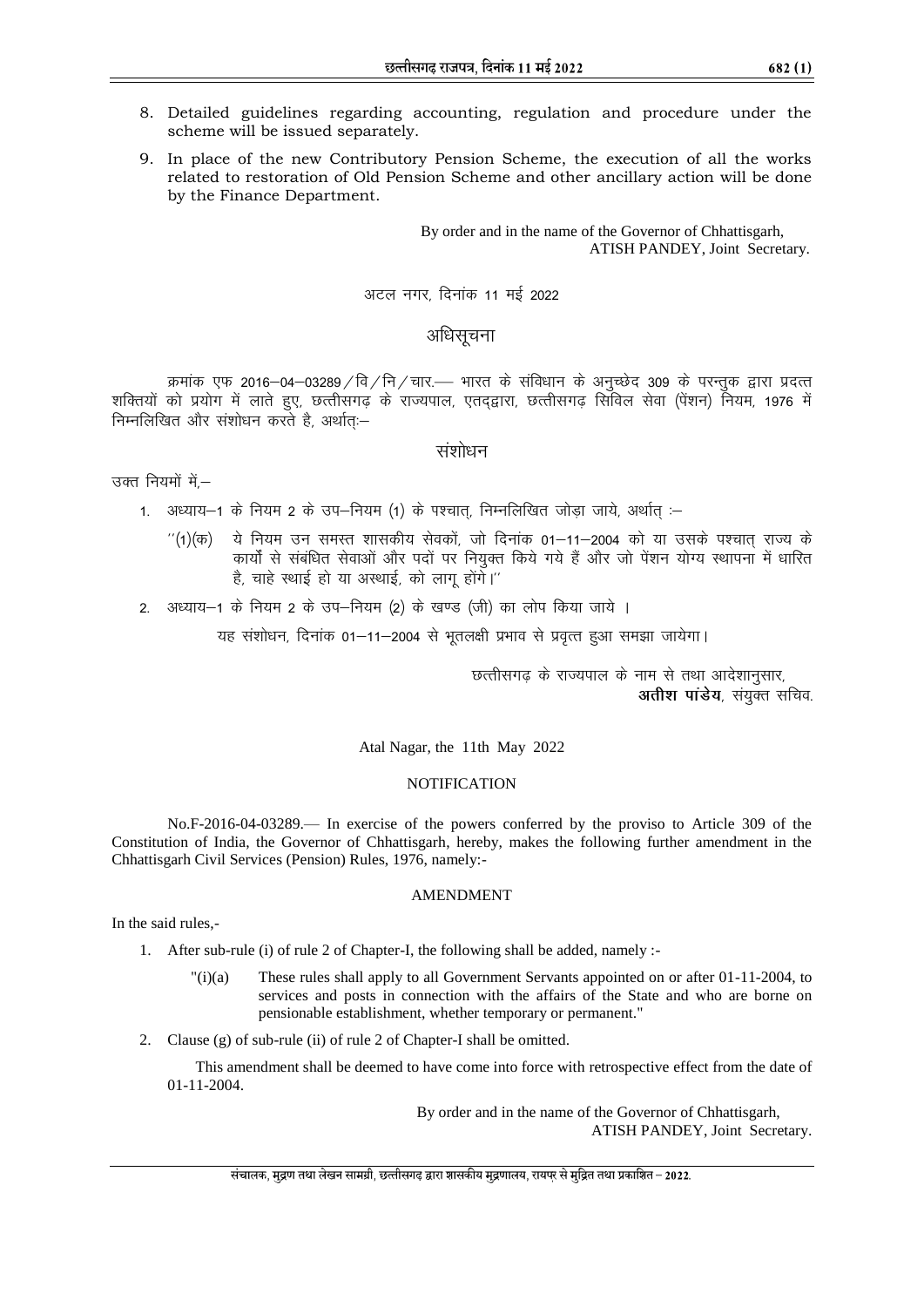8. Detailed guidelines regarding accounting, regulation and procedure under the scheme will be issued separately.

9. In place of the new Contributory Pension Scheme, the execution of all the works related to restoration of Old Pension Scheme and other ancillary action will be done by the Finance Department.

By order and in the name of the Governor of Chhattisgarh,
ATISH PANDEY, Joint Secretary.

अटल नगर, दिनांक 11 मई 2022

## अधिसूचना

क्रमांक एफ 2016–04–03289/वि/नि/चार.— भारत के संविधान के अनुच्छेद 309 के परन्तुक द्वारा प्रदत्त शक्तियों को प्रयोग में लाते हुए, छत्तीसगढ़ के राज्यपाल, एतद्द्वारा, छत्तीसगढ़ सिविल सेवा (पेंशन) नियम, 1976 में निम्नलिखित और संशोधन करते है, अर्थातः–

## संशोधन

उक्त नियमों में,–

1. अध्याय–1 के नियम 2 के उप–नियम (1) के पश्चात्, निम्नलिखित जोड़ा जाये, अर्थात् :–

   "(1)(क) ये नियम उन समस्त शासकीय सेवकों, जो दिनांक 01–11–2004 को या उसके पश्चात् राज्य के कार्यों से संबंधित सेवाओं और पदों पर नियुक्त किये गये हैं और जो पेंशन योग्य स्थापना में धारित है, चाहे स्थाई हो या अस्थाई, को लागू होंगे।"

2. अध्याय–1 के नियम 2 के उप–नियम (2) के खण्ड (जी) का लोप किया जाये ।

   यह संशोधन, दिनांक 01–11–2004 से भूतलक्षी प्रभाव से प्रवृत्त हुआ समझा जायेगा।

छत्तीसगढ़ के राज्यपाल के नाम से तथा आदेशानुसार,
**अतीश पांडेय**, संयुक्त सचिव.

Atal Nagar, the 11th May 2022

## NOTIFICATION

No.F-2016-04-03289.— In exercise of the powers conferred by the proviso to Article 309 of the Constitution of India, the Governor of Chhattisgarh, hereby, makes the following further amendment in the Chhattisgarh Civil Services (Pension) Rules, 1976, namely:-

## AMENDMENT

In the said rules,-

1. After sub-rule (i) of rule 2 of Chapter-I, the following shall be added, namely :-

   "(i)(a) These rules shall apply to all Government Servants appointed on or after 01-11-2004, to services and posts in connection with the affairs of the State and who are borne on pensionable establishment, whether temporary or permanent."

2. Clause (g) of sub-rule (ii) of rule 2 of Chapter-I shall be omitted.

   This amendment shall be deemed to have come into force with retrospective effect from the date of 01-11-2004.

By order and in the name of the Governor of Chhattisgarh,
ATISH PANDEY, Joint Secretary.